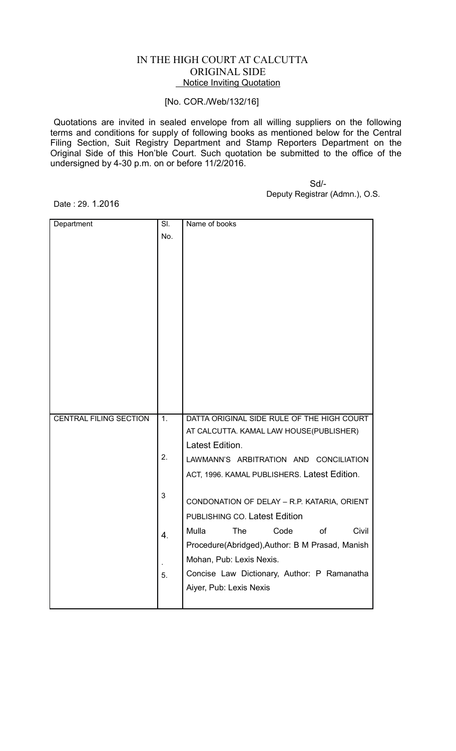# IN THE HIGH COURT AT CALCUTTA
## ORIGINAL SIDE
### Notice Inviting Quotation

[No. COR./Web/132/16]

Quotations are invited in sealed envelope from all willing suppliers on the following terms and conditions for supply of following books as mentioned below for the Central Filing Section, Suit Registry Department and Stamp Reporters Department on the Original Side of this Hon'ble Court. Such quotation be submitted to the office of the undersigned by 4-30 p.m. on or before 11/2/2016.

Sd/-
Deputy Registrar (Admn.), O.S.

Date : 29. 1.2016

| Department | Sl. No. | Name of books |
|---|---|---|
| CENTRAL FILING SECTION | 1. | DATTA ORIGINAL SIDE RULE OF THE HIGH COURT AT CALCUTTA. KAMAL LAW HOUSE(PUBLISHER) Latest Edition. |
| | 2. | LAWMANN'S ARBITRATION AND CONCILIATION ACT, 1996. KAMAL PUBLISHERS. Latest Edition. |
| | 3 | CONDONATION OF DELAY – R.P. KATARIA, ORIENT PUBLISHING CO. Latest Edition |
| | 4. | Mulla The Code of Civil Procedure(Abridged),Author: B M Prasad, Manish Mohan, Pub: Lexis Nexis. |
| | 5. | Concise Law Dictionary, Author: P Ramanatha Aiyer, Pub: Lexis Nexis |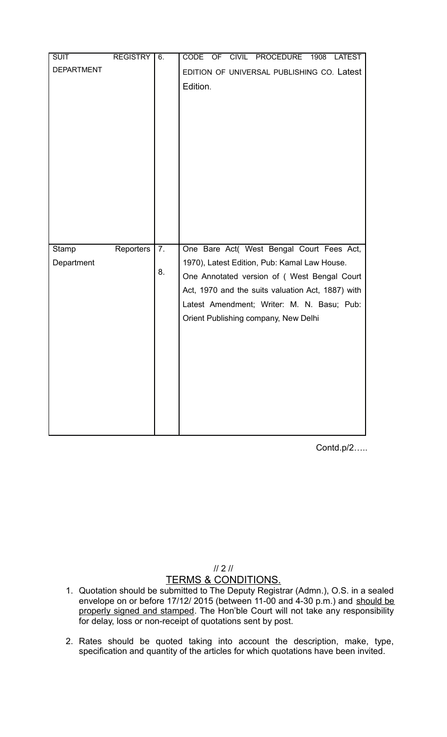| | | |
|---|---|---|
| SUIT REGISTRY DEPARTMENT | 6. | CODE OF CIVIL PROCEDURE 1908 LATEST EDITION OF UNIVERSAL PUBLISHING CO. Latest Edition. |
| Stamp Reporters Department | 7.<br>8. | One Bare Act( West Bengal Court Fees Act, 1970), Latest Edition, Pub: Kamal Law House.<br>One Annotated version of ( West Bengal Court Act, 1970 and the suits valuation Act, 1887) with Latest Amendment; Writer: M. N. Basu; Pub: Orient Publishing company, New Delhi |

Contd.p/2…..

// 2 //

## TERMS & CONDITIONS.

1. Quotation should be submitted to The Deputy Registrar (Admn.), O.S. in a sealed envelope on or before 17/12/ 2015 (between 11-00 and 4-30 p.m.) and should be properly signed and stamped. The Hon'ble Court will not take any responsibility for delay, loss or non-receipt of quotations sent by post.

2. Rates should be quoted taking into account the description, make, type, specification and quantity of the articles for which quotations have been invited.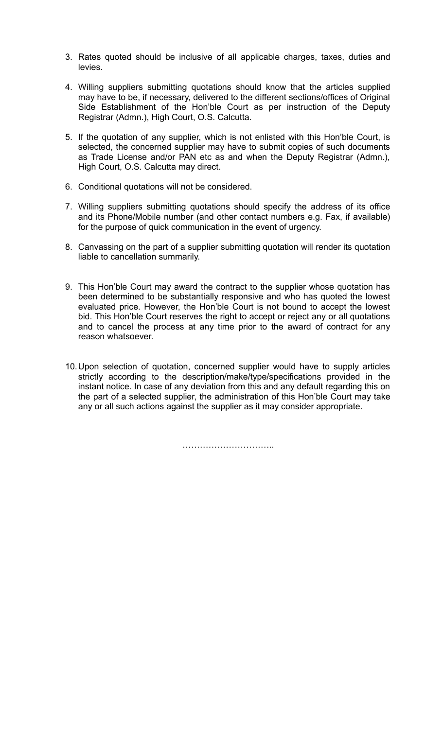3. Rates quoted should be inclusive of all applicable charges, taxes, duties and levies.

4. Willing suppliers submitting quotations should know that the articles supplied may have to be, if necessary, delivered to the different sections/offices of Original Side Establishment of the Hon'ble Court as per instruction of the Deputy Registrar (Admn.), High Court, O.S. Calcutta.

5. If the quotation of any supplier, which is not enlisted with this Hon'ble Court, is selected, the concerned supplier may have to submit copies of such documents as Trade License and/or PAN etc as and when the Deputy Registrar (Admn.), High Court, O.S. Calcutta may direct.

6. Conditional quotations will not be considered.

7. Willing suppliers submitting quotations should specify the address of its office and its Phone/Mobile number (and other contact numbers e.g. Fax, if available) for the purpose of quick communication in the event of urgency.

8. Canvassing on the part of a supplier submitting quotation will render its quotation liable to cancellation summarily.

9. This Hon'ble Court may award the contract to the supplier whose quotation has been determined to be substantially responsive and who has quoted the lowest evaluated price. However, the Hon'ble Court is not bound to accept the lowest bid. This Hon'ble Court reserves the right to accept or reject any or all quotations and to cancel the process at any time prior to the award of contract for any reason whatsoever.

10. Upon selection of quotation, concerned supplier would have to supply articles strictly according to the description/make/type/specifications provided in the instant notice. In case of any deviation from this and any default regarding this on the part of a selected supplier, the administration of this Hon'ble Court may take any or all such actions against the supplier as it may consider appropriate.

…………………………..